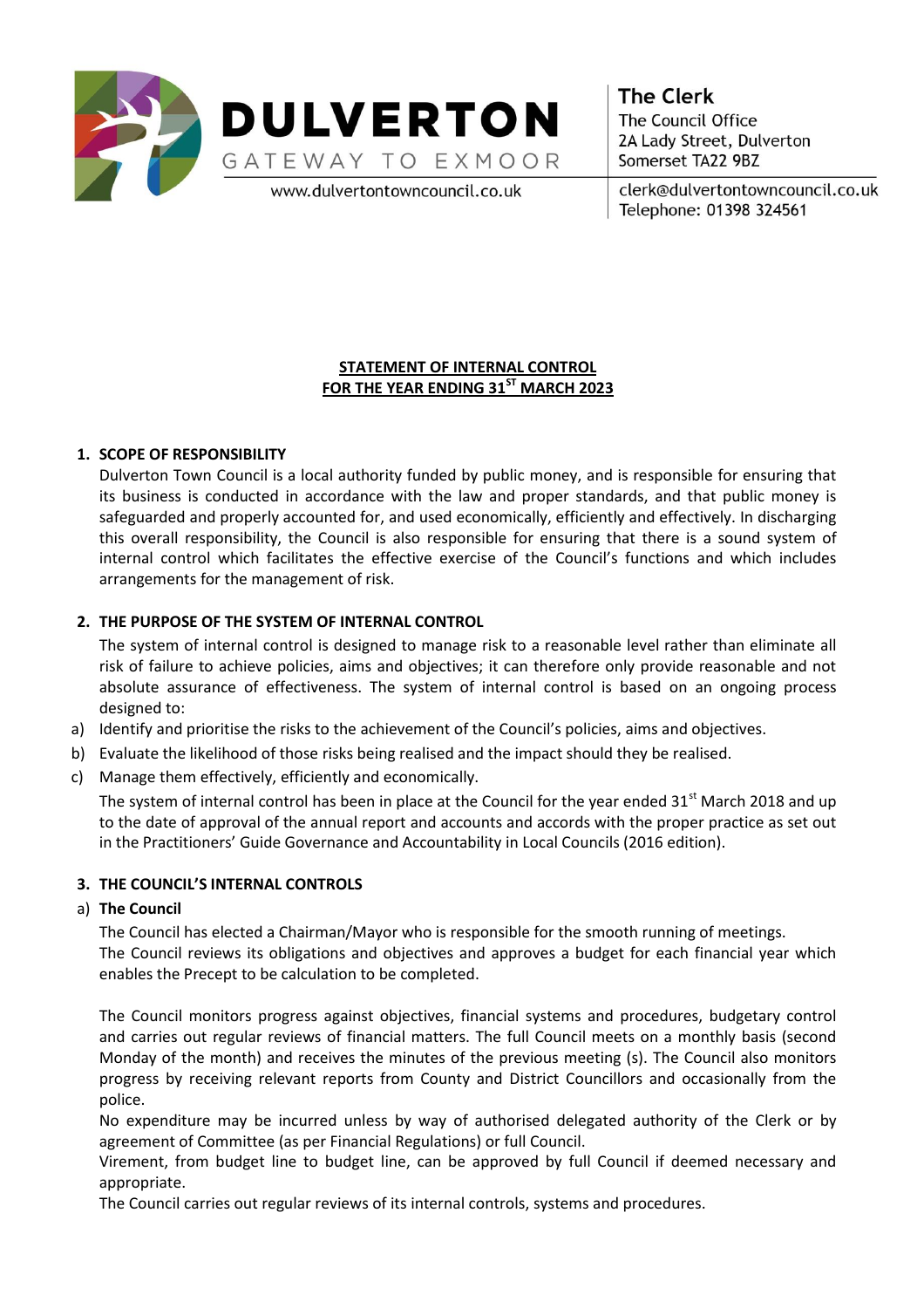**DULVERTON**
GATEWAY TO EXMOOR
www.dulvertontowncouncil.co.uk

**The Clerk**
The Council Office
2A Lady Street, Dulverton
Somerset TA22 9BZ
clerk@dulvertontowncouncil.co.uk
Telephone: 01398 324561

# STATEMENT OF INTERNAL CONTROL
# FOR THE YEAR ENDING 31ST MARCH 2023

## 1. SCOPE OF RESPONSIBILITY

Dulverton Town Council is a local authority funded by public money, and is responsible for ensuring that its business is conducted in accordance with the law and proper standards, and that public money is safeguarded and properly accounted for, and used economically, efficiently and effectively. In discharging this overall responsibility, the Council is also responsible for ensuring that there is a sound system of internal control which facilitates the effective exercise of the Council's functions and which includes arrangements for the management of risk.

## 2. THE PURPOSE OF THE SYSTEM OF INTERNAL CONTROL

The system of internal control is designed to manage risk to a reasonable level rather than eliminate all risk of failure to achieve policies, aims and objectives; it can therefore only provide reasonable and not absolute assurance of effectiveness. The system of internal control is based on an ongoing process designed to:

a) Identify and prioritise the risks to the achievement of the Council's policies, aims and objectives.
b) Evaluate the likelihood of those risks being realised and the impact should they be realised.
c) Manage them effectively, efficiently and economically.

The system of internal control has been in place at the Council for the year ended 31st March 2018 and up to the date of approval of the annual report and accounts and accords with the proper practice as set out in the Practitioners' Guide Governance and Accountability in Local Councils (2016 edition).

## 3. THE COUNCIL'S INTERNAL CONTROLS

### a) The Council

The Council has elected a Chairman/Mayor who is responsible for the smooth running of meetings.
The Council reviews its obligations and objectives and approves a budget for each financial year which enables the Precept to be calculation to be completed.

The Council monitors progress against objectives, financial systems and procedures, budgetary control and carries out regular reviews of financial matters. The full Council meets on a monthly basis (second Monday of the month) and receives the minutes of the previous meeting (s). The Council also monitors progress by receiving relevant reports from County and District Councillors and occasionally from the police.
No expenditure may be incurred unless by way of authorised delegated authority of the Clerk or by agreement of Committee (as per Financial Regulations) or full Council.
Virement, from budget line to budget line, can be approved by full Council if deemed necessary and appropriate.
The Council carries out regular reviews of its internal controls, systems and procedures.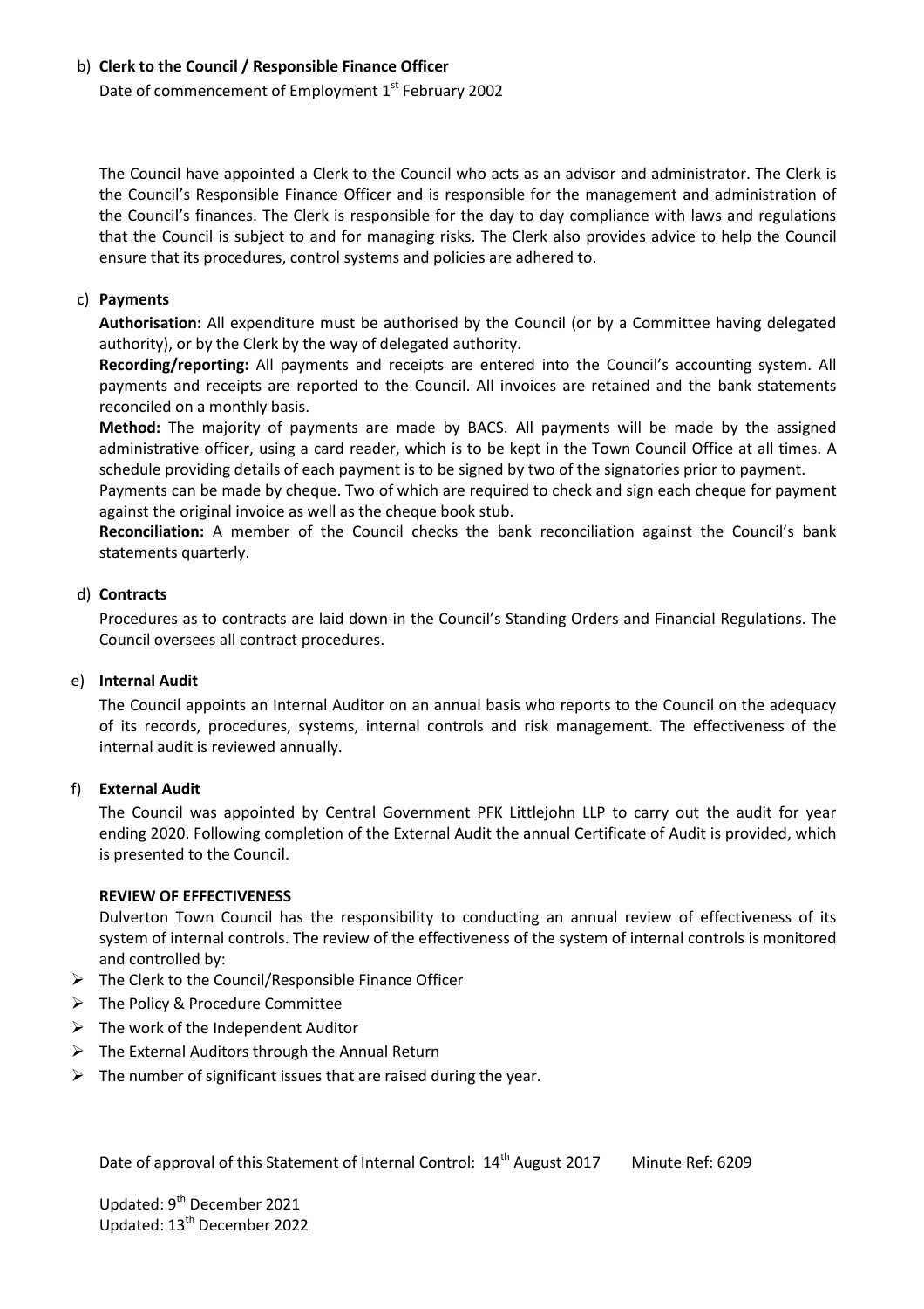b) **Clerk to the Council / Responsible Finance Officer**

Date of commencement of Employment 1st February 2002

The Council have appointed a Clerk to the Council who acts as an advisor and administrator. The Clerk is the Council's Responsible Finance Officer and is responsible for the management and administration of the Council's finances. The Clerk is responsible for the day to day compliance with laws and regulations that the Council is subject to and for managing risks. The Clerk also provides advice to help the Council ensure that its procedures, control systems and policies are adhered to.

c) **Payments**

**Authorisation:** All expenditure must be authorised by the Council (or by a Committee having delegated authority), or by the Clerk by the way of delegated authority.

**Recording/reporting:** All payments and receipts are entered into the Council's accounting system. All payments and receipts are reported to the Council. All invoices are retained and the bank statements reconciled on a monthly basis.

**Method:** The majority of payments are made by BACS. All payments will be made by the assigned administrative officer, using a card reader, which is to be kept in the Town Council Office at all times. A schedule providing details of each payment is to be signed by two of the signatories prior to payment.

Payments can be made by cheque. Two of which are required to check and sign each cheque for payment against the original invoice as well as the cheque book stub.

**Reconciliation:** A member of the Council checks the bank reconciliation against the Council's bank statements quarterly.

d) **Contracts**

Procedures as to contracts are laid down in the Council's Standing Orders and Financial Regulations. The Council oversees all contract procedures.

e) **Internal Audit**

The Council appoints an Internal Auditor on an annual basis who reports to the Council on the adequacy of its records, procedures, systems, internal controls and risk management. The effectiveness of the internal audit is reviewed annually.

f) **External Audit**

The Council was appointed by Central Government PFK Littlejohn LLP to carry out the audit for year ending 2020. Following completion of the External Audit the annual Certificate of Audit is provided, which is presented to the Council.

**REVIEW OF EFFECTIVENESS**

Dulverton Town Council has the responsibility to conducting an annual review of effectiveness of its system of internal controls. The review of the effectiveness of the system of internal controls is monitored and controlled by:

- The Clerk to the Council/Responsible Finance Officer
- The Policy & Procedure Committee
- The work of the Independent Auditor
- The External Auditors through the Annual Return
- The number of significant issues that are raised during the year.

Date of approval of this Statement of Internal Control: 14th August 2017 Minute Ref: 6209

Updated: 9th December 2021

Updated: 13th December 2022